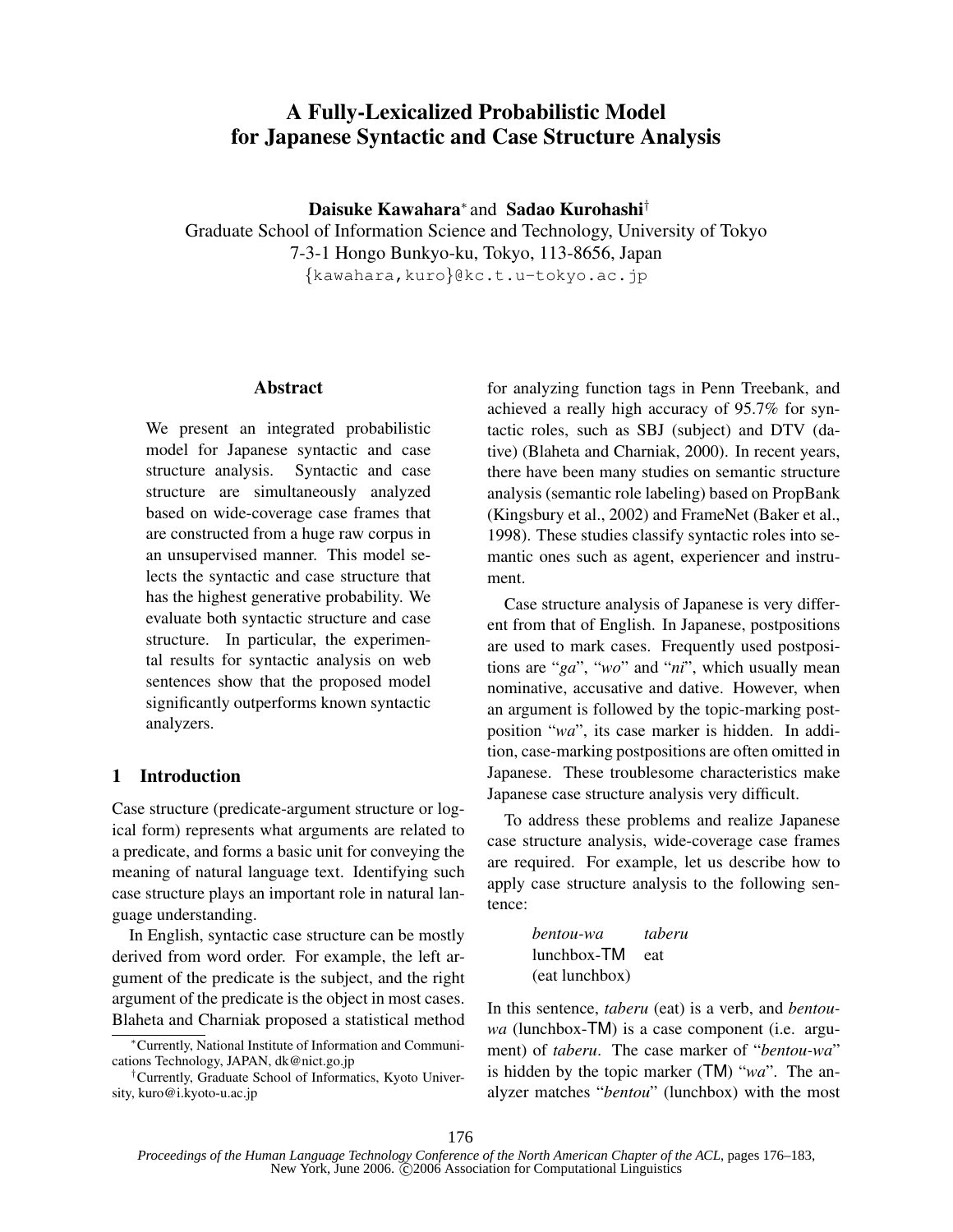# A Fully-Lexicalized Probabilistic Model for Japanese Syntactic and Case Structure Analysis

**Daisuke Kawahara*** and **Sadao Kurohashi†**

Graduate School of Information Science and Technology, University of Tokyo
7-3-1 Hongo Bunkyo-ku, Tokyo, 113-8656, Japan
{kawahara,kuro}@kc.t.u-tokyo.ac.jp

## Abstract

We present an integrated probabilistic model for Japanese syntactic and case structure analysis. Syntactic and case structure are simultaneously analyzed based on wide-coverage case frames that are constructed from a huge raw corpus in an unsupervised manner. This model selects the syntactic and case structure that has the highest generative probability. We evaluate both syntactic structure and case structure. In particular, the experimental results for syntactic analysis on web sentences show that the proposed model significantly outperforms known syntactic analyzers.

## 1 Introduction

Case structure (predicate-argument structure or logical form) represents what arguments are related to a predicate, and forms a basic unit for conveying the meaning of natural language text. Identifying such case structure plays an important role in natural language understanding.

In English, syntactic case structure can be mostly derived from word order. For example, the left argument of the predicate is the subject, and the right argument of the predicate is the object in most cases. Blaheta and Charniak proposed a statistical method for analyzing function tags in Penn Treebank, and achieved a really high accuracy of 95.7% for syntactic roles, such as SBJ (subject) and DTV (dative) (Blaheta and Charniak, 2000). In recent years, there have been many studies on semantic structure analysis (semantic role labeling) based on PropBank (Kingsbury et al., 2002) and FrameNet (Baker et al., 1998). These studies classify syntactic roles into semantic ones such as agent, experiencer and instrument.

Case structure analysis of Japanese is very different from that of English. In Japanese, postpositions are used to mark cases. Frequently used postpositions are "*ga*", "*wo*" and "*ni*", which usually mean nominative, accusative and dative. However, when an argument is followed by the topic-marking postposition "*wa*", its case marker is hidden. In addition, case-marking postpositions are often omitted in Japanese. These troublesome characteristics make Japanese case structure analysis very difficult.

To address these problems and realize Japanese case structure analysis, wide-coverage case frames are required. For example, let us describe how to apply case structure analysis to the following sentence:

| *bentou-wa* | *taberu* |
|---|---|
| lunchbox-TM | eat |
| (eat lunchbox) | |

In this sentence, *taberu* (eat) is a verb, and *bentou-wa* (lunchbox-TM) is a case component (i.e. argument) of *taberu*. The case marker of "*bentou-wa*" is hidden by the topic marker (TM) "*wa*". The analyzer matches "*bentou*" (lunchbox) with the most

---

*Currently, National Institute of Information and Communications Technology, JAPAN, dk@nict.go.jp

†Currently, Graduate School of Informatics, Kyoto University, kuro@i.kyoto-u.ac.jp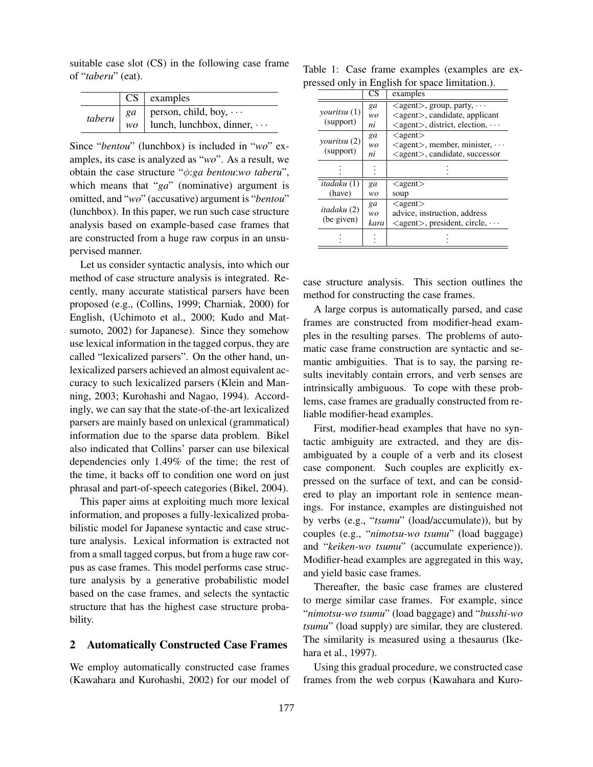suitable case slot (CS) in the following case frame of "*taberu*" (eat).

| | CS | examples |
|---|---|---|
| *taberu* | *ga* | person, child, boy, ··· |
| | *wo* | lunch, lunchbox, dinner, ··· |

Since "*bentou*" (lunchbox) is included in "*wo*" examples, its case is analyzed as "*wo*". As a result, we obtain the case structure "$\phi$:*ga bentou*:*wo taberu*", which means that "*ga*" (nominative) argument is omitted, and "*wo*" (accusative) argument is "*bentou*" (lunchbox). In this paper, we run such case structure analysis based on example-based case frames that are constructed from a huge raw corpus in an unsupervised manner.

Let us consider syntactic analysis, into which our method of case structure analysis is integrated. Recently, many accurate statistical parsers have been proposed (e.g., (Collins, 1999; Charniak, 2000) for English, (Uchimoto et al., 2000; Kudo and Matsumoto, 2002) for Japanese). Since they somehow use lexical information in the tagged corpus, they are called "lexicalized parsers". On the other hand, unlexicalized parsers achieved an almost equivalent accuracy to such lexicalized parsers (Klein and Manning, 2003; Kurohashi and Nagao, 1994). Accordingly, we can say that the state-of-the-art lexicalized parsers are mainly based on unlexical (grammatical) information due to the sparse data problem. Bikel also indicated that Collins' parser can use bilexical dependencies only 1.49% of the time; the rest of the time, it backs off to condition one word on just phrasal and part-of-speech categories (Bikel, 2004).

This paper aims at exploiting much more lexical information, and proposes a fully-lexicalized probabilistic model for Japanese syntactic and case structure analysis. Lexical information is extracted not from a small tagged corpus, but from a huge raw corpus as case frames. This model performs case structure analysis by a generative probabilistic model based on the case frames, and selects the syntactic structure that has the highest case structure probability.

## 2 Automatically Constructed Case Frames

We employ automatically constructed case frames (Kawahara and Kurohashi, 2002) for our model of case structure analysis. This section outlines the method for constructing the case frames.

Table 1: Case frame examples (examples are expressed only in English for space limitation.).

| | CS | examples |
|---|---|---|
| *youritsu* (1) (support) | *ga* | <agent>, group, party, ··· |
| | *wo* | <agent>, candidate, applicant |
| | *ni* | <agent>, district, election, ··· |
| *youritsu* (2) (support) | *ga* | <agent> |
| | *wo* | <agent>, member, minister, ··· |
| | *ni* | <agent>, candidate, successor |
| ⋮ | ⋮ | ⋮ |
| *itadaku* (1) (have) | *ga* | <agent> |
| | *wo* | soup |
| *itadaku* (2) (be given) | *ga* | <agent> |
| | *wo* | advice, instruction, address |
| | *kara* | <agent>, president, circle, ··· |
| ⋮ | ⋮ | ⋮ |

A large corpus is automatically parsed, and case frames are constructed from modifier-head examples in the resulting parses. The problems of automatic case frame construction are syntactic and semantic ambiguities. That is to say, the parsing results inevitably contain errors, and verb senses are intrinsically ambiguous. To cope with these problems, case frames are gradually constructed from reliable modifier-head examples.

First, modifier-head examples that have no syntactic ambiguity are extracted, and they are disambiguated by a couple of a verb and its closest case component. Such couples are explicitly expressed on the surface of text, and can be considered to play an important role in sentence meanings. For instance, examples are distinguished not by verbs (e.g., "*tsumu*" (load/accumulate)), but by couples (e.g., "*nimotsu-wo tsumu*" (load baggage) and "*keiken-wo tsumu*" (accumulate experience)). Modifier-head examples are aggregated in this way, and yield basic case frames.

Thereafter, the basic case frames are clustered to merge similar case frames. For example, since "*nimotsu-wo tsumu*" (load baggage) and "*busshi-wo tsumu*" (load supply) are similar, they are clustered. The similarity is measured using a thesaurus (Ikehara et al., 1997).

Using this gradual procedure, we constructed case frames from the web corpus (Kawahara and Kuro-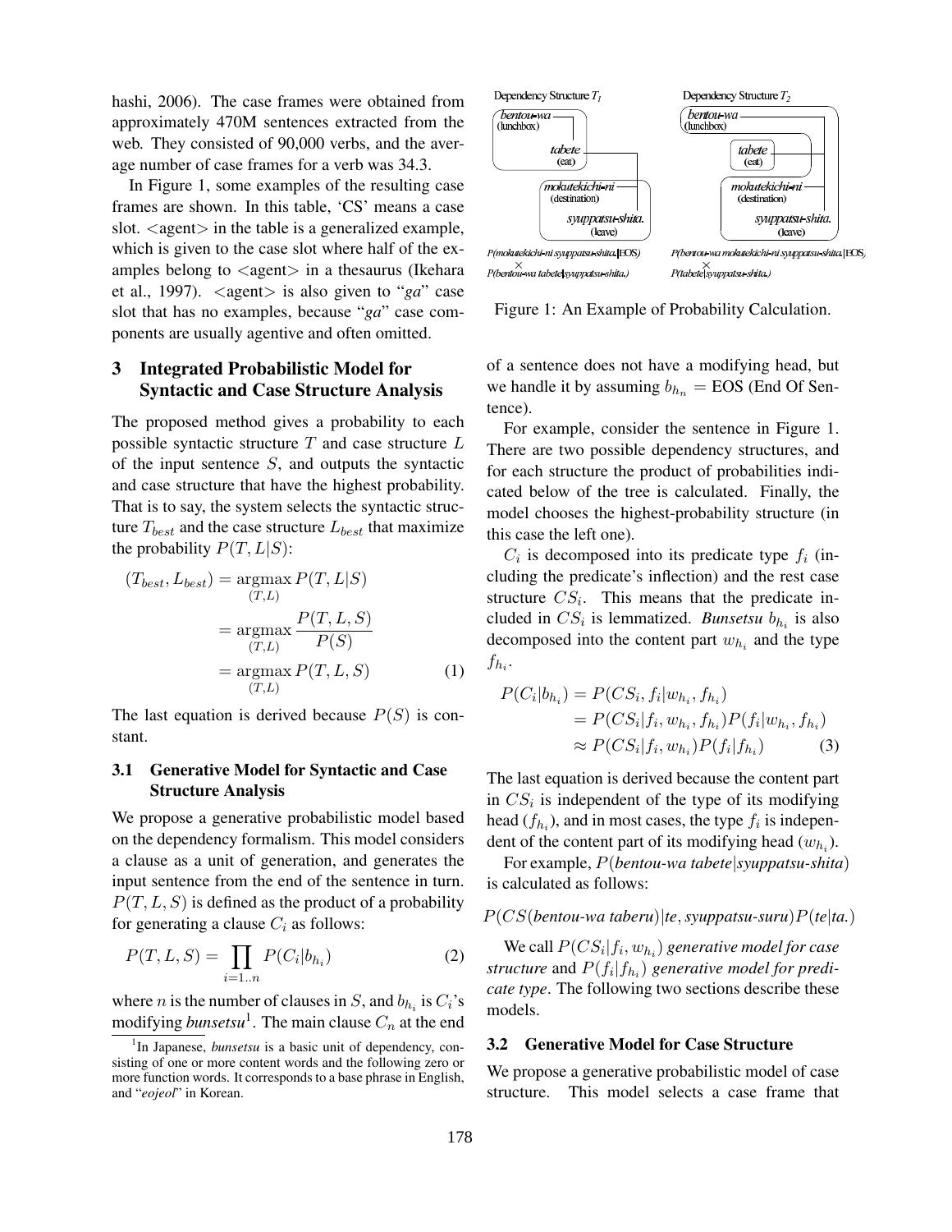hashi, 2006). The case frames were obtained from approximately 470M sentences extracted from the web. They consisted of 90,000 verbs, and the average number of case frames for a verb was 34.3.

In Figure 1, some examples of the resulting case frames are shown. In this table, 'CS' means a case slot. <agent> in the table is a generalized example, which is given to the case slot where half of the examples belong to <agent> in a thesaurus (Ikehara et al., 1997). <agent> is also given to "*ga*" case slot that has no examples, because "*ga*" case components are usually agentive and often omitted.

## 3 Integrated Probabilistic Model for Syntactic and Case Structure Analysis

The proposed method gives a probability to each possible syntactic structure $T$ and case structure $L$ of the input sentence $S$, and outputs the syntactic and case structure that have the highest probability. That is to say, the system selects the syntactic structure $T_{best}$ and the case structure $L_{best}$ that maximize the probability $P(T, L|S)$:

$$
\begin{aligned}
(T_{best}, L_{best}) &= \underset{(T,L)}{\operatorname{argmax}} P(T, L|S) \\
&= \underset{(T,L)}{\operatorname{argmax}} \frac{P(T, L, S)}{P(S)} \\
&= \underset{(T,L)}{\operatorname{argmax}} P(T, L, S) \qquad (1)
\end{aligned}
$$

The last equation is derived because $P(S)$ is constant.

### 3.1 Generative Model for Syntactic and Case Structure Analysis

We propose a generative probabilistic model based on the dependency formalism. This model considers a clause as a unit of generation, and generates the input sentence from the end of the sentence in turn. $P(T, L, S)$ is defined as the product of a probability for generating a clause $C_i$ as follows:

$$
P(T, L, S) = \prod_{i=1..n} P(C_i|b_{h_i}) \qquad (2)
$$

where $n$ is the number of clauses in $S$, and $b_{h_i}$ is $C_i$'s modifying *bunsetsu*[1]. The main clause $C_n$ at the end of a sentence does not have a modifying head, but we handle it by assuming $b_{h_n}$ = EOS (End Of Sentence).

[1] In Japanese, *bunsetsu* is a basic unit of dependency, consisting of one or more content words and the following zero or more function words. It corresponds to a base phrase in English, and "*eojeol*" in Korean.

Dependency Structure $T_1$ | Dependency Structure $T_2$

*bentou-wa* (lunchbox), *tabete* (eat), *mokutekichi-ni* (destination), *syuppatsu-shita.* (leave)

$T_1$: P(mokutekichi-ni syuppatsu-shita.|EOS) × P(bentou-wa tabete|syuppatsu-shita.)

$T_2$: P(bentou-wa mokutekichi-ni syuppatsu-shita.|EOS) × P(tabete|syuppatsu-shita.)

Figure 1: An Example of Probability Calculation.

For example, consider the sentence in Figure 1. There are two possible dependency structures, and for each structure the product of probabilities indicated below of the tree is calculated. Finally, the model chooses the highest-probability structure (in this case the left one).

$C_i$ is decomposed into its predicate type $f_i$ (including the predicate's inflection) and the rest case structure $CS_i$. This means that the predicate included in $CS_i$ is lemmatized. *Bunsetsu* $b_{h_i}$ is also decomposed into the content part $w_{h_i}$ and the type $f_{h_i}$.

$$
\begin{aligned}
P(C_i|b_{h_i}) &= P(CS_i, f_i|w_{h_i}, f_{h_i}) \\
&= P(CS_i|f_i, w_{h_i}, f_{h_i}) P(f_i|w_{h_i}, f_{h_i}) \\
&\approx P(CS_i|f_i, w_{h_i}) P(f_i|f_{h_i}) \qquad (3)
\end{aligned}
$$

The last equation is derived because the content part in $CS_i$ is independent of the type of its modifying head ($f_{h_i}$), and in most cases, the type $f_i$ is independent of the content part of its modifying head ($w_{h_i}$).

For example, $P(\textit{bentou-wa tabete}|\textit{syuppatsu-shita})$ is calculated as follows:

$$
P(CS(\textit{bentou-wa taberu})|te, \textit{syuppatsu-suru})P(te|ta.)
$$

We call $P(CS_i|f_i, w_{h_i})$ *generative model for case structure* and $P(f_i|f_{h_i})$ *generative model for predicate type*. The following two sections describe these models.

### 3.2 Generative Model for Case Structure

We propose a generative probabilistic model of case structure. This model selects a case frame that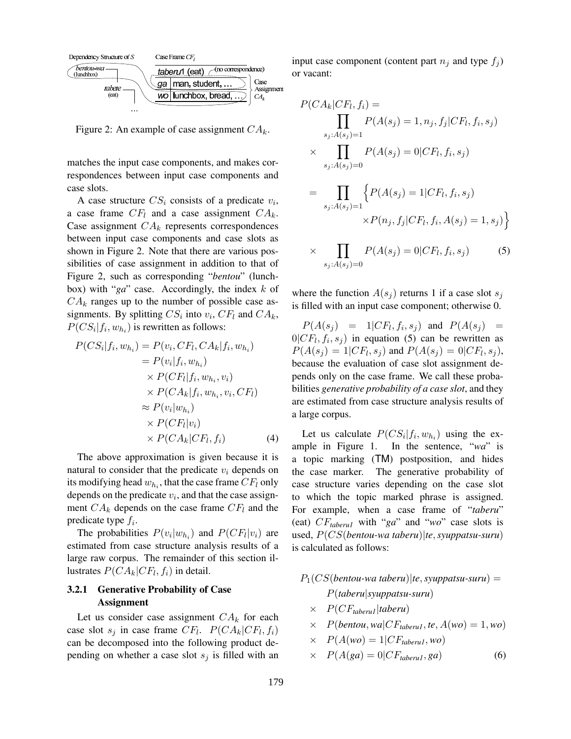Figure 2: An example of case assignment $CA_k$.

matches the input case components, and makes correspondences between input case components and case slots.

A case structure $CS_i$ consists of a predicate $v_i$, a case frame $CF_l$ and a case assignment $CA_k$. Case assignment $CA_k$ represents correspondences between input case components and case slots as shown in Figure 2. Note that there are various possibilities of case assignment in addition to that of Figure 2, such as corresponding "*bentou*" (lunchbox) with "*ga*" case. Accordingly, the index $k$ of $CA_k$ ranges up to the number of possible case assignments. By splitting $CS_i$ into $v_i$, $CF_l$ and $CA_k$, $P(CS_i|f_i, w_{h_i})$ is rewritten as follows:

$$
\begin{aligned}
P(CS_i|f_i, w_{h_i}) &= P(v_i, CF_l, CA_k|f_i, w_{h_i}) \\
&= P(v_i|f_i, w_{h_i}) \\
&\quad \times P(CF_l|f_i, w_{h_i}, v_i) \\
&\quad \times P(CA_k|f_i, w_{h_i}, v_i, CF_l) \\
&\approx P(v_i|w_{h_i}) \\
&\quad \times P(CF_l|v_i) \\
&\quad \times P(CA_k|CF_l, f_i) \qquad (4)
\end{aligned}
$$

The above approximation is given because it is natural to consider that the predicate $v_i$ depends on its modifying head $w_{h_i}$, that the case frame $CF_l$ only depends on the predicate $v_i$, and that the case assignment $CA_k$ depends on the case frame $CF_l$ and the predicate type $f_i$.

The probabilities $P(v_i|w_{h_i})$ and $P(CF_l|v_i)$ are estimated from case structure analysis results of a large raw corpus. The remainder of this section illustrates $P(CA_k|CF_l, f_i)$ in detail.

### 3.2.1 Generative Probability of Case Assignment

Let us consider case assignment $CA_k$ for each case slot $s_j$ in case frame $CF_l$. $P(CA_k|CF_l, f_i)$ can be decomposed into the following product depending on whether a case slot $s_j$ is filled with an input case component (content part $n_j$ and type $f_j$) or vacant:

$$
\begin{aligned}
P(CA_k|CF_l, f_i) &= \\
&\prod_{s_j:A(s_j)=1} P(A(s_j)=1, n_j, f_j|CF_l, f_i, s_j) \\
&\times \prod_{s_j:A(s_j)=0} P(A(s_j)=0|CF_l, f_i, s_j) \\
&= \prod_{s_j:A(s_j)=1} \Big\{ P(A(s_j)=1|CF_l, f_i, s_j) \\
&\qquad \times P(n_j, f_j|CF_l, f_i, A(s_j)=1, s_j) \Big\} \\
&\times \prod_{s_j:A(s_j)=0} P(A(s_j)=0|CF_l, f_i, s_j) \qquad (5)
\end{aligned}
$$

where the function $A(s_j)$ returns 1 if a case slot $s_j$ is filled with an input case component; otherwise 0.

$P(A(s_j) = 1|CF_l, f_i, s_j)$ and $P(A(s_j) = 0|CF_l, f_i, s_j)$ in equation (5) can be rewritten as $P(A(s_j) = 1|CF_l, s_j)$ and $P(A(s_j) = 0|CF_l, s_j)$, because the evaluation of case slot assignment depends only on the case frame. We call these probabilities *generative probability of a case slot*, and they are estimated from case structure analysis results of a large corpus.

Let us calculate $P(CS_i|f_i, w_{h_i})$ using the example in Figure 1. In the sentence, "*wa*" is a topic marking (TM) postposition, and hides the case marker. The generative probability of case structure varies depending on the case slot to which the topic marked phrase is assigned. For example, when a case frame of "*taberu*" (eat) $CF_{taberu1}$ with "*ga*" and "*wo*" case slots is used, $P(CS(\textit{bentou-wa taberu})|\textit{te}, \textit{syuppatsu-suru})$ is calculated as follows:

$$
\begin{aligned}
P_1(CS(\textit{bentou-wa taberu})&|\textit{te}, \textit{syuppatsu-suru}) = \\
&P(\textit{taberu}|\textit{syuppatsu-suru}) \\
\times\ &P(CF_{\textit{taberu1}}|\textit{taberu}) \\
\times\ &P(\textit{bentou}, \textit{wa}|CF_{\textit{taberu1}}, \textit{te}, A(\textit{wo}) = 1, \textit{wo}) \\
\times\ &P(A(\textit{wo}) = 1|CF_{\textit{taberu1}}, \textit{wo}) \\
\times\ &P(A(\textit{ga}) = 0|CF_{\textit{taberu1}}, \textit{ga}) \qquad (6)
\end{aligned}
$$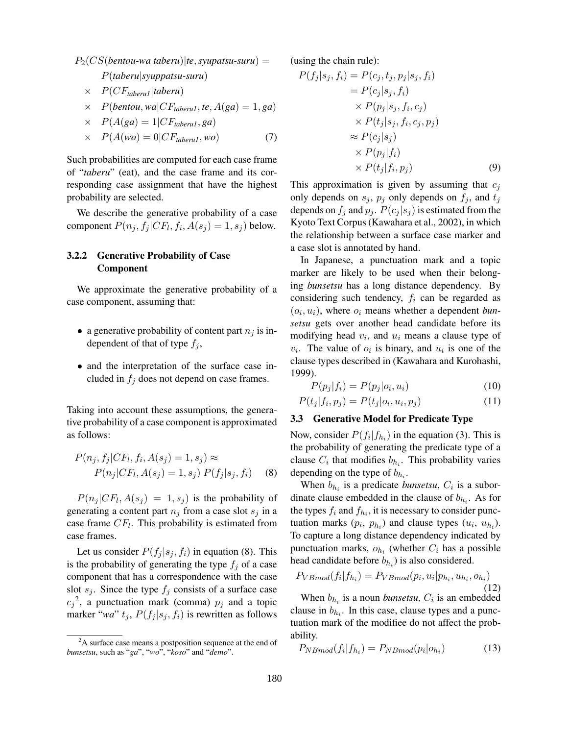$$
\begin{aligned}
P_2(CS(\textit{bentou-wa taberu})|\textit{te}, \textit{syupatsu-suru}) = \\
P(\textit{taberu}|\textit{syuppatsu-suru}) \\
\times \quad P(CF_{\textit{taberu1}}|\textit{taberu}) \\
\times \quad P(\textit{bentou}, \textit{wa}|CF_{\textit{taberu1}}, \textit{te}, A(\textit{ga}) = 1, \textit{ga}) \\
\times \quad P(A(\textit{ga}) = 1|CF_{\textit{taberu1}}, \textit{ga}) \\
\times \quad P(A(\textit{wo}) = 0|CF_{\textit{taberu1}}, \textit{wo})
\end{aligned} \tag{7}
$$

Such probabilities are computed for each case frame of "*taberu*" (eat), and the case frame and its corresponding case assignment that have the highest probability are selected.

We describe the generative probability of a case component $P(n_j, f_j|CF_l, f_i, A(s_j) = 1, s_j)$ below.

#### 3.2.2 Generative Probability of Case Component

We approximate the generative probability of a case component, assuming that:

- a generative probability of content part $n_j$ is independent of that of type $f_j$,
- and the interpretation of the surface case included in $f_j$ does not depend on case frames.

Taking into account these assumptions, the generative probability of a case component is approximated as follows:

$$
\begin{aligned}
P(n_j, f_j|CF_l, f_i, A(s_j) = 1, s_j) \approx \\
P(n_j|CF_l, A(s_j) = 1, s_j) \; P(f_j|s_j, f_i)
\end{aligned} \tag{8}
$$

$P(n_j|CF_l, A(s_j) = 1, s_j)$ is the probability of generating a content part $n_j$ from a case slot $s_j$ in a case frame $CF_l$. This probability is estimated from case frames.

Let us consider $P(f_j|s_j, f_i)$ in equation (8). This is the probability of generating the type $f_j$ of a case component that has a correspondence with the case slot $s_j$. Since the type $f_j$ consists of a surface case $c_j$[2], a punctuation mark (comma) $p_j$ and a topic marker "*wa*" $t_j$, $P(f_j|s_j, f_i)$ is rewritten as follows (using the chain rule):

$$
\begin{aligned}
P(f_j|s_j, f_i) &= P(c_j, t_j, p_j|s_j, f_i) \\
&= P(c_j|s_j, f_i) \\
&\quad \times P(p_j|s_j, f_i, c_j) \\
&\quad \times P(t_j|s_j, f_i, c_j, p_j) \\
&\approx P(c_j|s_j) \\
&\quad \times P(p_j|f_i) \\
&\quad \times P(t_j|f_i, p_j)
\end{aligned} \tag{9}
$$

This approximation is given by assuming that $c_j$ only depends on $s_j$, $p_j$ only depends on $f_j$, and $t_j$ depends on $f_j$ and $p_j$. $P(c_j|s_j)$ is estimated from the Kyoto Text Corpus (Kawahara et al., 2002), in which the relationship between a surface case marker and a case slot is annotated by hand.

In Japanese, a punctuation mark and a topic marker are likely to be used when their belonging *bunsetsu* has a long distance dependency. By considering such tendency, $f_i$ can be regarded as $(o_i, u_i)$, where $o_i$ means whether a dependent *bunsetsu* gets over another head candidate before its modifying head $v_i$, and $u_i$ means a clause type of $v_i$. The value of $o_i$ is binary, and $u_i$ is one of the clause types described in (Kawahara and Kurohashi, 1999).

$$
P(p_j|f_i) = P(p_j|o_i, u_i) \tag{10}
$$

$$
P(t_j|f_i, p_j) = P(t_j|o_i, u_i, p_j) \tag{11}
$$

### 3.3 Generative Model for Predicate Type

Now, consider $P(f_i|f_{h_i})$ in the equation (3). This is the probability of generating the predicate type of a clause $C_i$ that modifies $b_{h_i}$. This probability varies depending on the type of $b_{h_i}$.

When $b_{h_i}$ is a predicate *bunsetsu*, $C_i$ is a subordinate clause embedded in the clause of $b_{h_i}$. As for the types $f_i$ and $f_{h_i}$, it is necessary to consider punctuation marks ($p_i$, $p_{h_i}$) and clause types ($u_i$, $u_{h_i}$). To capture a long distance dependency indicated by punctuation marks, $o_{h_i}$ (whether $C_i$ has a possible head candidate before $b_{h_i}$) is also considered.

$$
P_{VBmod}(f_i|f_{h_i}) = P_{VBmod}(p_i, u_i|p_{h_i}, u_{h_i}, o_{h_i}) \tag{12}
$$

When $b_{h_i}$ is a noun *bunsetsu*, $C_i$ is an embedded clause in $b_{h_i}$. In this case, clause types and a punctuation mark of the modifiee do not affect the probability.

$$
P_{NBmod}(f_i|f_{h_i}) = P_{NBmod}(p_i|o_{h_i}) \tag{13}
$$

---

[2] A surface case means a postposition sequence at the end of *bunsetsu*, such as "*ga*", "*wo*", "*koso*" and "*demo*".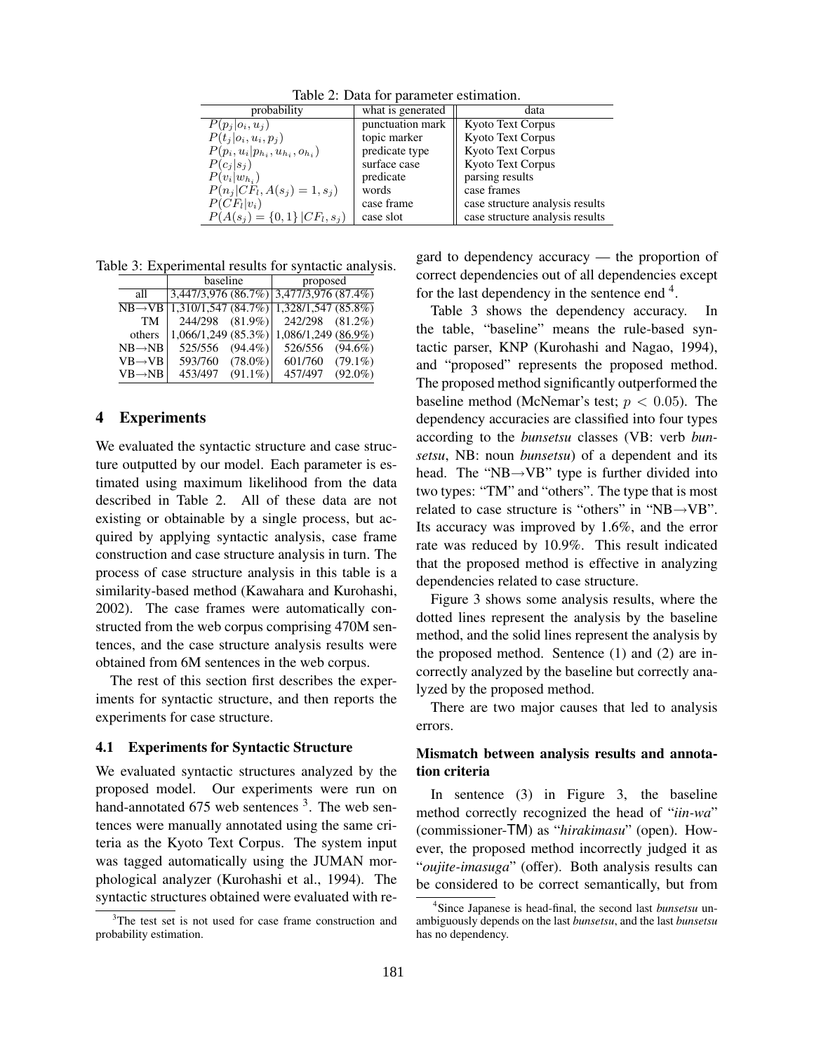Table 2: Data for parameter estimation.

| probability | what is generated | data |
|---|---|---|
| $P(p_j \mid o_i, u_j)$ | punctuation mark | Kyoto Text Corpus |
| $P(t_j \mid o_i, u_i, p_j)$ | topic marker | Kyoto Text Corpus |
| $P(p_i, u_i \mid p_{h_i}, u_{h_i}, o_{h_i})$ | predicate type | Kyoto Text Corpus |
| $P(c_j \mid s_j)$ | surface case | Kyoto Text Corpus |
| $P(v_i \mid w_{h_i})$ | predicate | parsing results |
| $P(n_j \mid CF_l, A(s_j) = 1, s_j)$ | words | case frames |
| $P(CF_l \mid v_i)$ | case frame | case structure analysis results |
| $P(A(s_j) = \{0, 1\} \mid CF_l, s_j)$ | case slot | case structure analysis results |

Table 3: Experimental results for syntactic analysis.

| | baseline | proposed |
|---|---|---|
| all | 3,447/3,976 (86.7%) | 3,477/3,976 (87.4%) |
| NB→VB | 1,310/1,547 (84.7%) | 1,328/1,547 (85.8%) |
| TM | 244/298 (81.9%) | 242/298 (81.2%) |
| others | 1,066/1,249 (85.3%) | 1,086/1,249 (86.9%) |
| NB→NB | 525/556 (94.4%) | 526/556 (94.6%) |
| VB→VB | 593/760 (78.0%) | 601/760 (79.1%) |
| VB→NB | 453/497 (91.1%) | 457/497 (92.0%) |

## 4 Experiments

We evaluated the syntactic structure and case structure outputted by our model. Each parameter is estimated using maximum likelihood from the data described in Table 2. All of these data are not existing or obtainable by a single process, but acquired by applying syntactic analysis, case frame construction and case structure analysis in turn. The process of case structure analysis in this table is a similarity-based method (Kawahara and Kurohashi, 2002). The case frames were automatically constructed from the web corpus comprising 470M sentences, and the case structure analysis results were obtained from 6M sentences in the web corpus.

The rest of this section first describes the experiments for syntactic structure, and then reports the experiments for case structure.

### 4.1 Experiments for Syntactic Structure

We evaluated syntactic structures analyzed by the proposed model. Our experiments were run on hand-annotated 675 web sentences [3]. The web sentences were manually annotated using the same criteria as the Kyoto Text Corpus. The system input was tagged automatically using the JUMAN morphological analyzer (Kurohashi et al., 1994). The syntactic structures obtained were evaluated with regard to dependency accuracy — the proportion of correct dependencies out of all dependencies except for the last dependency in the sentence end [4].

Table 3 shows the dependency accuracy. In the table, "baseline" means the rule-based syntactic parser, KNP (Kurohashi and Nagao, 1994), and "proposed" represents the proposed method. The proposed method significantly outperformed the baseline method (McNemar's test; $p < 0.05$). The dependency accuracies are classified into four types according to the *bunsetsu* classes (VB: verb *bunsetsu*, NB: noun *bunsetsu*) of a dependent and its head. The "NB→VB" type is further divided into two types: "TM" and "others". The type that is most related to case structure is "others" in "NB→VB". Its accuracy was improved by 1.6%, and the error rate was reduced by 10.9%. This result indicated that the proposed method is effective in analyzing dependencies related to case structure.

Figure 3 shows some analysis results, where the dotted lines represent the analysis by the baseline method, and the solid lines represent the analysis by the proposed method. Sentence (1) and (2) are incorrectly analyzed by the baseline but correctly analyzed by the proposed method.

There are two major causes that led to analysis errors.

#### Mismatch between analysis results and annotation criteria

In sentence (3) in Figure 3, the baseline method correctly recognized the head of "*iin-wa*" (commissioner-TM) as "*hirakimasu*" (open). However, the proposed method incorrectly judged it as "*oujite-imasuga*" (offer). Both analysis results can be considered to be correct semantically, but from

[3] The test set is not used for case frame construction and probability estimation.

[4] Since Japanese is head-final, the second last *bunsetsu* unambiguously depends on the last *bunsetsu*, and the last *bunsetsu* has no dependency.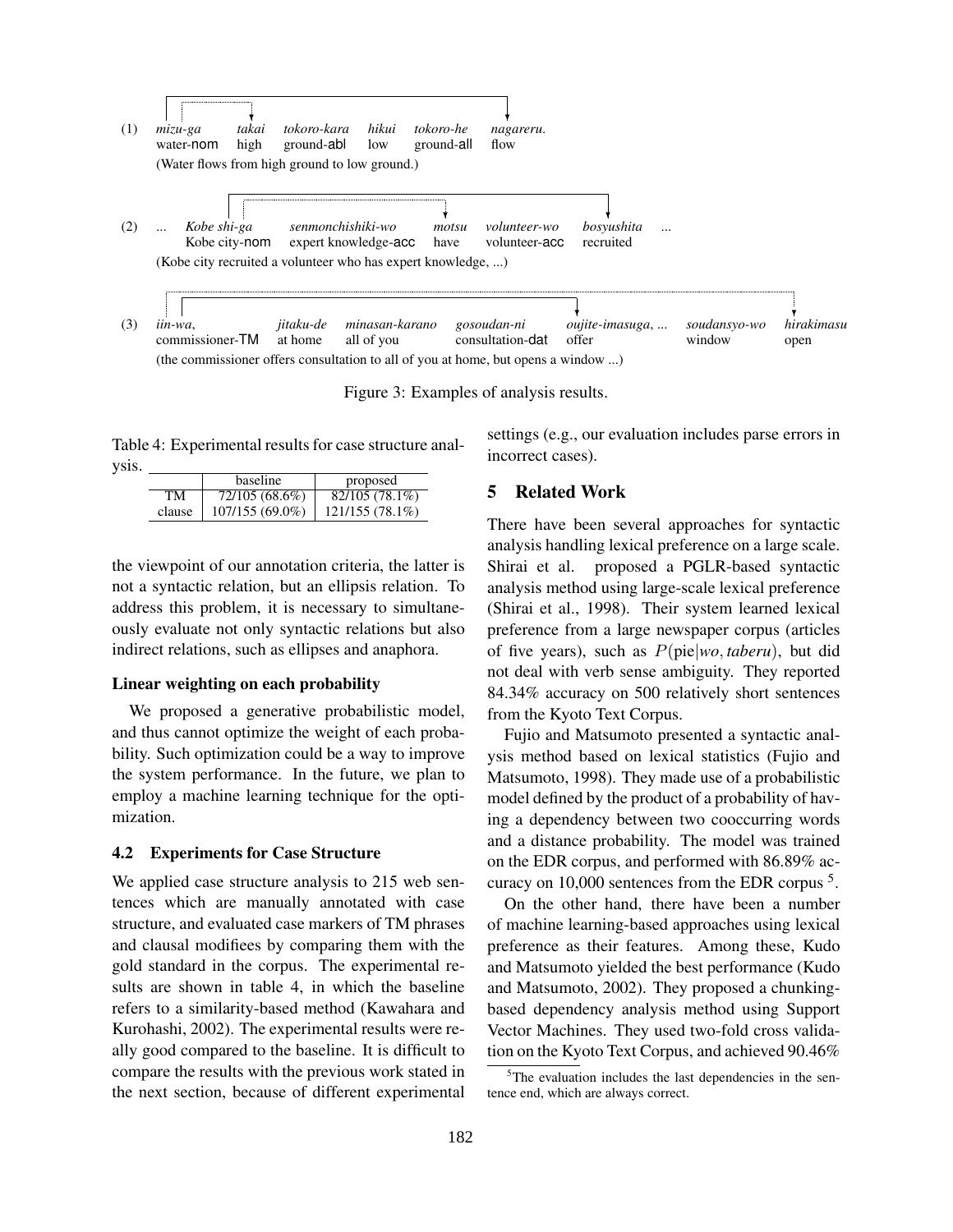(1) *mizu-ga* *takai* *tokoro-kara* *hikui* *tokoro-he* *nagareru.*
water-nom high ground-abl low ground-all flow
(Water flows from high ground to low ground.)

(2) ... *Kobe shi-ga* *senmonchishiki-wo* *motsu* *volunteer-wo* *bosyushita* ...
Kobe city-nom expert knowledge-acc have volunteer-acc recruited
(Kobe city recruited a volunteer who has expert knowledge, ...)

(3) *iin-wa,* *jitaku-de* *minasan-karano* *gosoudan-ni* *oujite-imasuga, ...* *soudansyo-wo* *hirakimasu*
commissioner-TM at home all of you consultation-dat offer window open
(the commissioner offers consultation to all of you at home, but opens a window ...)

Figure 3: Examples of analysis results.

Table 4: Experimental results for case structure analysis.

| | baseline | proposed |
|---|---|---|
| TM | 72/105 (68.6%) | 82/105 (78.1%) |
| clause | 107/155 (69.0%) | 121/155 (78.1%) |

the viewpoint of our annotation criteria, the latter is not a syntactic relation, but an ellipsis relation. To address this problem, it is necessary to simultaneously evaluate not only syntactic relations but also indirect relations, such as ellipses and anaphora.

**Linear weighting on each probability**

We proposed a generative probabilistic model, and thus cannot optimize the weight of each probability. Such optimization could be a way to improve the system performance. In the future, we plan to employ a machine learning technique for the optimization.

### 4.2 Experiments for Case Structure

We applied case structure analysis to 215 web sentences which are manually annotated with case structure, and evaluated case markers of TM phrases and clausal modifiees by comparing them with the gold standard in the corpus. The experimental results are shown in table 4, in which the baseline refers to a similarity-based method (Kawahara and Kurohashi, 2002). The experimental results were really good compared to the baseline. It is difficult to compare the results with the previous work stated in the next section, because of different experimental settings (e.g., our evaluation includes parse errors in incorrect cases).

## 5 Related Work

There have been several approaches for syntactic analysis handling lexical preference on a large scale. Shirai et al. proposed a PGLR-based syntactic analysis method using large-scale lexical preference (Shirai et al., 1998). Their system learned lexical preference from a large newspaper corpus (articles of five years), such as $P(\text{pie}|wo, taberu)$, but did not deal with verb sense ambiguity. They reported 84.34% accuracy on 500 relatively short sentences from the Kyoto Text Corpus.

Fujio and Matsumoto presented a syntactic analysis method based on lexical statistics (Fujio and Matsumoto, 1998). They made use of a probabilistic model defined by the product of a probability of having a dependency between two cooccurring words and a distance probability. The model was trained on the EDR corpus, and performed with 86.89% accuracy on 10,000 sentences from the EDR corpus [5].

On the other hand, there have been a number of machine learning-based approaches using lexical preference as their features. Among these, Kudo and Matsumoto yielded the best performance (Kudo and Matsumoto, 2002). They proposed a chunking-based dependency analysis method using Support Vector Machines. They used two-fold cross validation on the Kyoto Text Corpus, and achieved 90.46%

[5] The evaluation includes the last dependencies in the sentence end, which are always correct.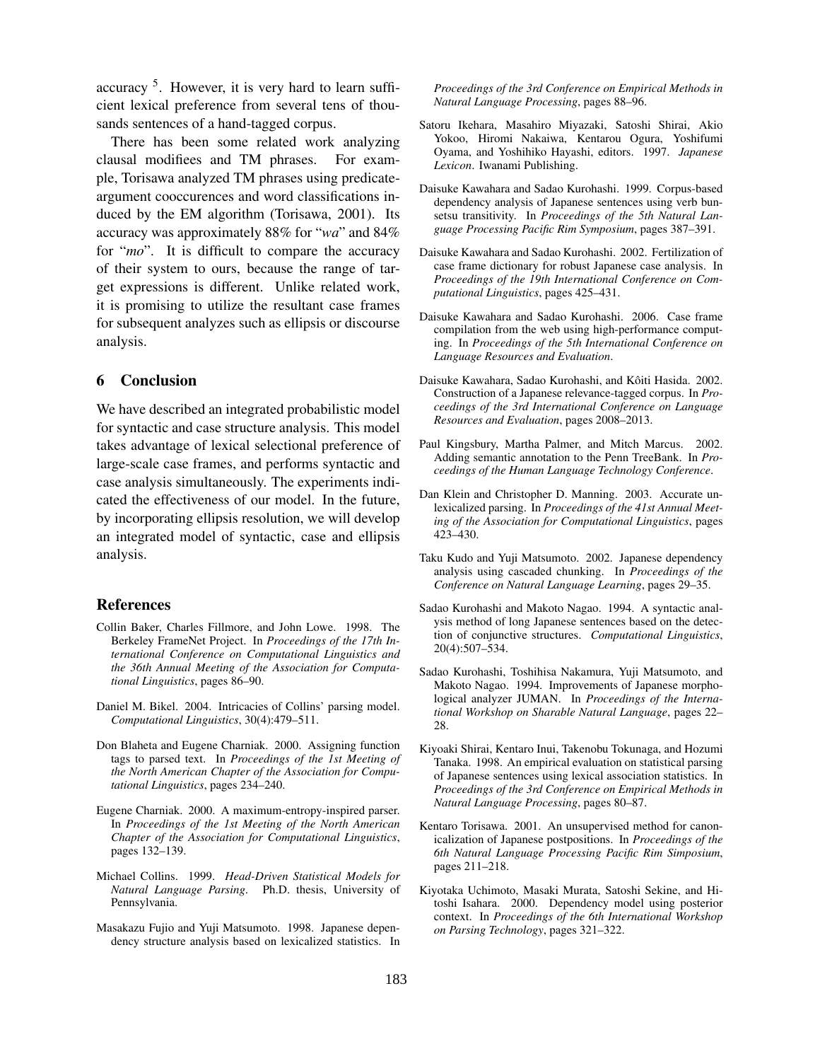accuracy [5]. However, it is very hard to learn sufficient lexical preference from several tens of thousands sentences of a hand-tagged corpus.

There has been some related work analyzing clausal modifiees and TM phrases. For example, Torisawa analyzed TM phrases using predicate-argument cooccurences and word classifications induced by the EM algorithm (Torisawa, 2001). Its accuracy was approximately 88% for "*wa*" and 84% for "*mo*". It is difficult to compare the accuracy of their system to ours, because the range of target expressions is different. Unlike related work, it is promising to utilize the resultant case frames for subsequent analyzes such as ellipsis or discourse analysis.

## 6 Conclusion

We have described an integrated probabilistic model for syntactic and case structure analysis. This model takes advantage of lexical selectional preference of large-scale case frames, and performs syntactic and case analysis simultaneously. The experiments indicated the effectiveness of our model. In the future, by incorporating ellipsis resolution, we will develop an integrated model of syntactic, case and ellipsis analysis.

## References

Collin Baker, Charles Fillmore, and John Lowe. 1998. The Berkeley FrameNet Project. In *Proceedings of the 17th International Conference on Computational Linguistics and the 36th Annual Meeting of the Association for Computational Linguistics*, pages 86–90.

Daniel M. Bikel. 2004. Intricacies of Collins' parsing model. *Computational Linguistics*, 30(4):479–511.

Don Blaheta and Eugene Charniak. 2000. Assigning function tags to parsed text. In *Proceedings of the 1st Meeting of the North American Chapter of the Association for Computational Linguistics*, pages 234–240.

Eugene Charniak. 2000. A maximum-entropy-inspired parser. In *Proceedings of the 1st Meeting of the North American Chapter of the Association for Computational Linguistics*, pages 132–139.

Michael Collins. 1999. *Head-Driven Statistical Models for Natural Language Parsing*. Ph.D. thesis, University of Pennsylvania.

Masakazu Fujio and Yuji Matsumoto. 1998. Japanese dependency structure analysis based on lexicalized statistics. In *Proceedings of the 3rd Conference on Empirical Methods in Natural Language Processing*, pages 88–96.

Satoru Ikehara, Masahiro Miyazaki, Satoshi Shirai, Akio Yokoo, Hiromi Nakaiwa, Kentarou Ogura, Yoshifumi Oyama, and Yoshihiko Hayashi, editors. 1997. *Japanese Lexicon*. Iwanami Publishing.

Daisuke Kawahara and Sadao Kurohashi. 1999. Corpus-based dependency analysis of Japanese sentences using verb bunsetsu transitivity. In *Proceedings of the 5th Natural Language Processing Pacific Rim Symposium*, pages 387–391.

Daisuke Kawahara and Sadao Kurohashi. 2002. Fertilization of case frame dictionary for robust Japanese case analysis. In *Proceedings of the 19th International Conference on Computational Linguistics*, pages 425–431.

Daisuke Kawahara and Sadao Kurohashi. 2006. Case frame compilation from the web using high-performance computing. In *Proceedings of the 5th International Conference on Language Resources and Evaluation*.

Daisuke Kawahara, Sadao Kurohashi, and Kôiti Hasida. 2002. Construction of a Japanese relevance-tagged corpus. In *Proceedings of the 3rd International Conference on Language Resources and Evaluation*, pages 2008–2013.

Paul Kingsbury, Martha Palmer, and Mitch Marcus. 2002. Adding semantic annotation to the Penn TreeBank. In *Proceedings of the Human Language Technology Conference*.

Dan Klein and Christopher D. Manning. 2003. Accurate unlexicalized parsing. In *Proceedings of the 41st Annual Meeting of the Association for Computational Linguistics*, pages 423–430.

Taku Kudo and Yuji Matsumoto. 2002. Japanese dependency analysis using cascaded chunking. In *Proceedings of the Conference on Natural Language Learning*, pages 29–35.

Sadao Kurohashi and Makoto Nagao. 1994. A syntactic analysis method of long Japanese sentences based on the detection of conjunctive structures. *Computational Linguistics*, 20(4):507–534.

Sadao Kurohashi, Toshihisa Nakamura, Yuji Matsumoto, and Makoto Nagao. 1994. Improvements of Japanese morphological analyzer JUMAN. In *Proceedings of the International Workshop on Sharable Natural Language*, pages 22–28.

Kiyoaki Shirai, Kentaro Inui, Takenobu Tokunaga, and Hozumi Tanaka. 1998. An empirical evaluation on statistical parsing of Japanese sentences using lexical association statistics. In *Proceedings of the 3rd Conference on Empirical Methods in Natural Language Processing*, pages 80–87.

Kentaro Torisawa. 2001. An unsupervised method for canonicalization of Japanese postpositions. In *Proceedings of the 6th Natural Language Processing Pacific Rim Simposium*, pages 211–218.

Kiyotaka Uchimoto, Masaki Murata, Satoshi Sekine, and Hitoshi Isahara. 2000. Dependency model using posterior context. In *Proceedings of the 6th International Workshop on Parsing Technology*, pages 321–322.